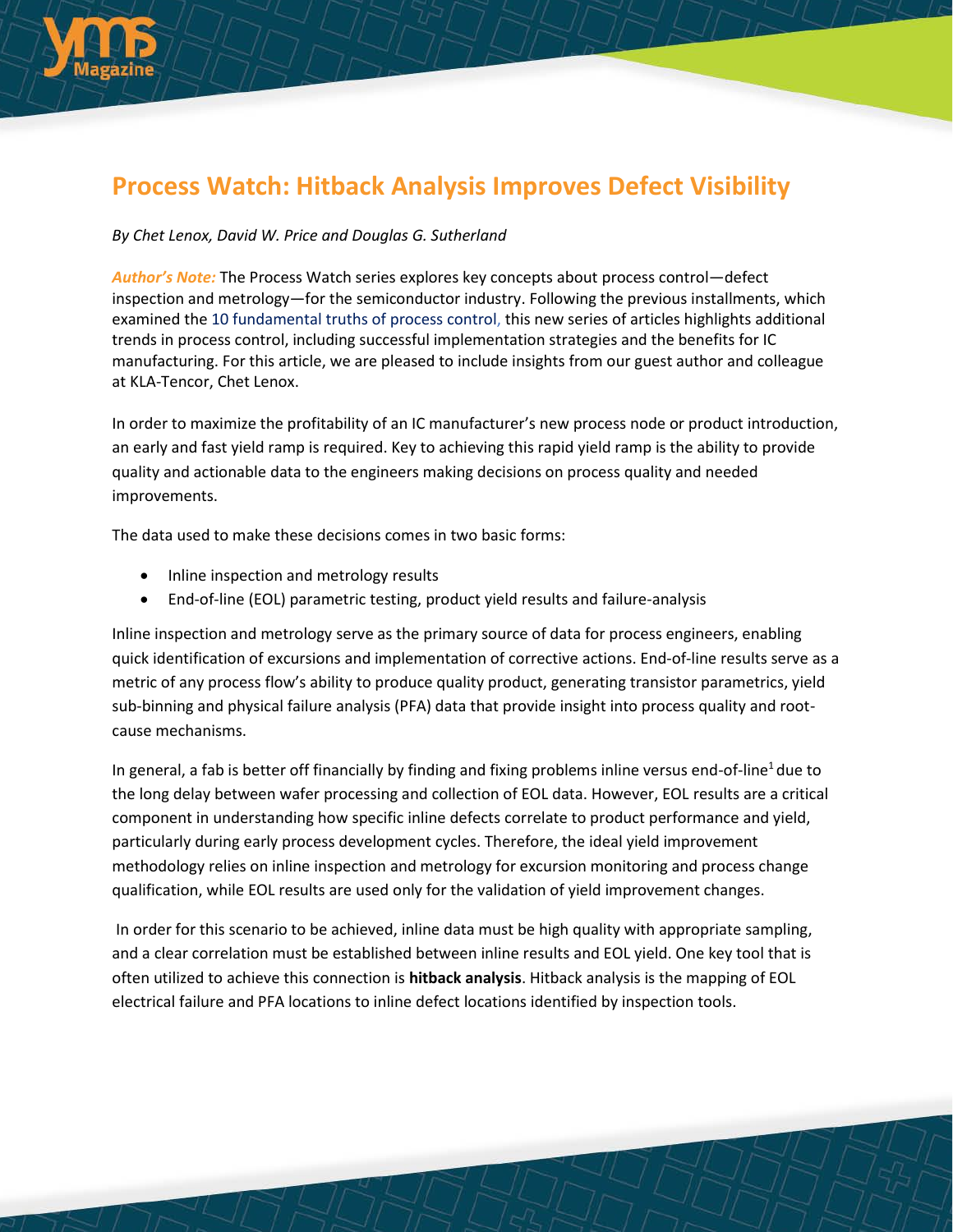# Process Watch: Hitback Analysis Improves Defect Visibility

*By Chet Lenox, David W. Price and Douglas G. Sutherland*

***Author's Note:*** The Process Watch series explores key concepts about process control—defect inspection and metrology—for the semiconductor industry. Following the previous installments, which examined the 10 fundamental truths of process control, this new series of articles highlights additional trends in process control, including successful implementation strategies and the benefits for IC manufacturing. For this article, we are pleased to include insights from our guest author and colleague at KLA-Tencor, Chet Lenox.

In order to maximize the profitability of an IC manufacturer's new process node or product introduction, an early and fast yield ramp is required. Key to achieving this rapid yield ramp is the ability to provide quality and actionable data to the engineers making decisions on process quality and needed improvements.

The data used to make these decisions comes in two basic forms:

- Inline inspection and metrology results
- End-of-line (EOL) parametric testing, product yield results and failure-analysis

Inline inspection and metrology serve as the primary source of data for process engineers, enabling quick identification of excursions and implementation of corrective actions. End-of-line results serve as a metric of any process flow's ability to produce quality product, generating transistor parametrics, yield sub-binning and physical failure analysis (PFA) data that provide insight into process quality and root-cause mechanisms.

In general, a fab is better off financially by finding and fixing problems inline versus end-of-line[1] due to the long delay between wafer processing and collection of EOL data. However, EOL results are a critical component in understanding how specific inline defects correlate to product performance and yield, particularly during early process development cycles. Therefore, the ideal yield improvement methodology relies on inline inspection and metrology for excursion monitoring and process change qualification, while EOL results are used only for the validation of yield improvement changes.

In order for this scenario to be achieved, inline data must be high quality with appropriate sampling, and a clear correlation must be established between inline results and EOL yield. One key tool that is often utilized to achieve this connection is **hitback analysis**. Hitback analysis is the mapping of EOL electrical failure and PFA locations to inline defect locations identified by inspection tools.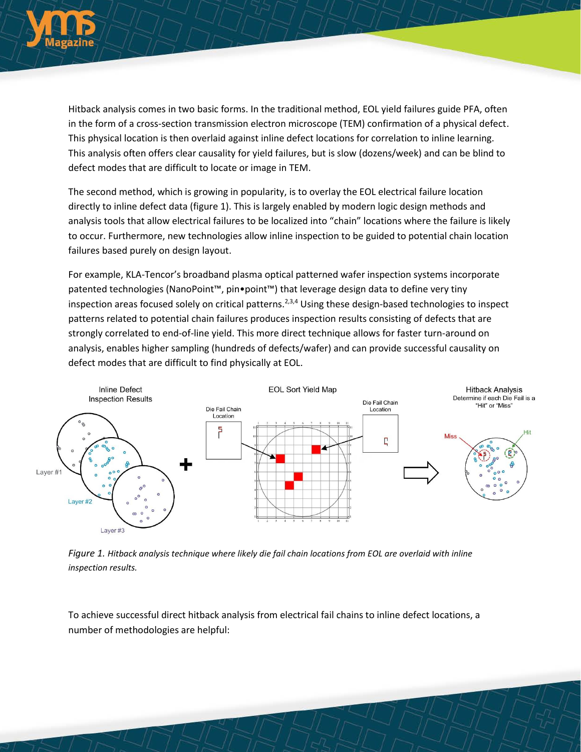Hitback analysis comes in two basic forms. In the traditional method, EOL yield failures guide PFA, often in the form of a cross-section transmission electron microscope (TEM) confirmation of a physical defect. This physical location is then overlaid against inline defect locations for correlation to inline learning. This analysis often offers clear causality for yield failures, but is slow (dozens/week) and can be blind to defect modes that are difficult to locate or image in TEM.

The second method, which is growing in popularity, is to overlay the EOL electrical failure location directly to inline defect data (figure 1). This is largely enabled by modern logic design methods and analysis tools that allow electrical failures to be localized into "chain" locations where the failure is likely to occur. Furthermore, new technologies allow inline inspection to be guided to potential chain location failures based purely on design layout.

For example, KLA-Tencor's broadband plasma optical patterned wafer inspection systems incorporate patented technologies (NanoPoint™, pin•point™) that leverage design data to define very tiny inspection areas focused solely on critical patterns.[2,3,4] Using these design-based technologies to inspect patterns related to potential chain failures produces inspection results consisting of defects that are strongly correlated to end-of-line yield. This more direct technique allows for faster turn-around on analysis, enables higher sampling (hundreds of defects/wafer) and can provide successful causality on defect modes that are difficult to find physically at EOL.

*Figure 1. Hitback analysis technique where likely die fail chain locations from EOL are overlaid with inline inspection results.*

To achieve successful direct hitback analysis from electrical fail chains to inline defect locations, a number of methodologies are helpful: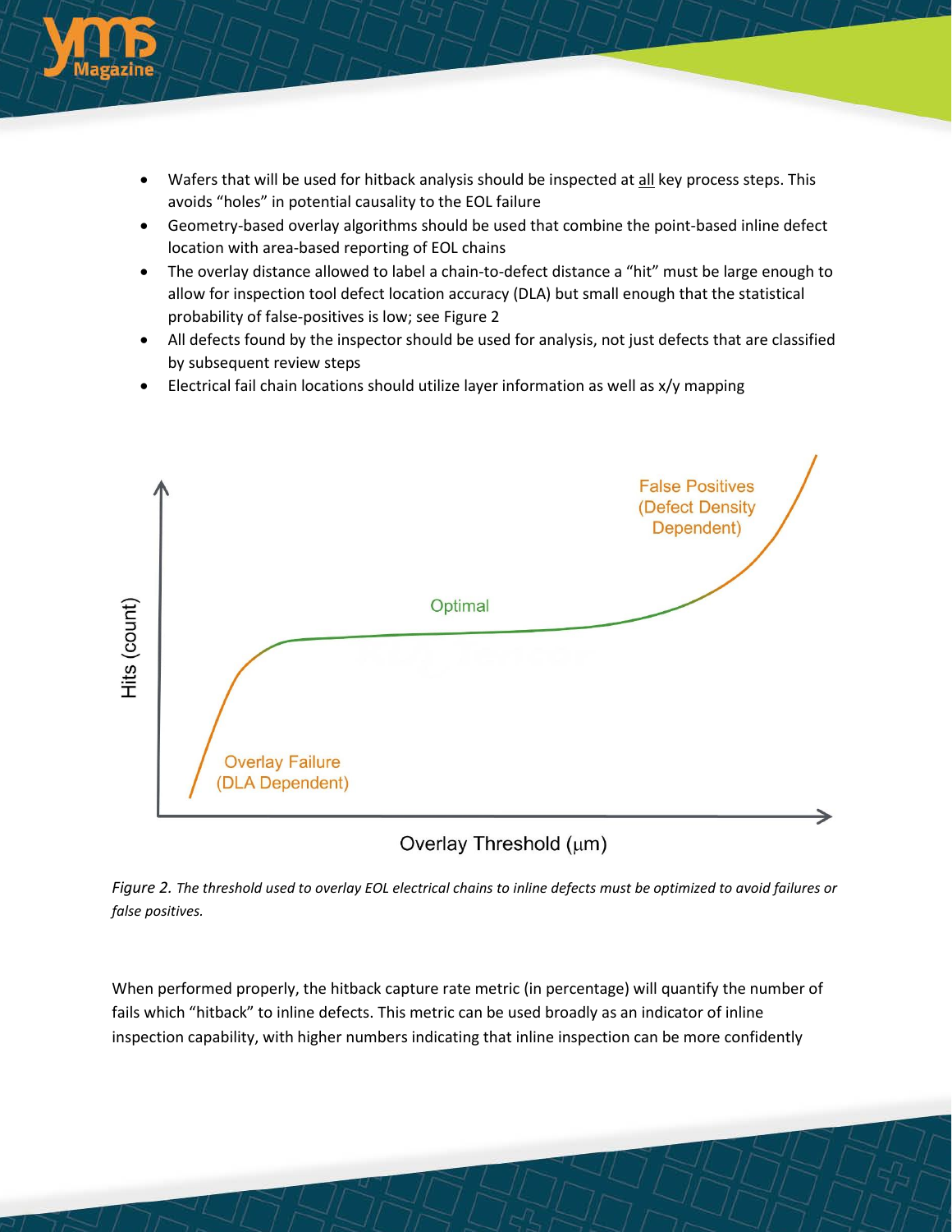- Wafers that will be used for hitback analysis should be inspected at all key process steps. This avoids "holes" in potential causality to the EOL failure
- Geometry-based overlay algorithms should be used that combine the point-based inline defect location with area-based reporting of EOL chains
- The overlay distance allowed to label a chain-to-defect distance a "hit" must be large enough to allow for inspection tool defect location accuracy (DLA) but small enough that the statistical probability of false-positives is low; see Figure 2
- All defects found by the inspector should be used for analysis, not just defects that are classified by subsequent review steps
- Electrical fail chain locations should utilize layer information as well as x/y mapping

*Figure 2. The threshold used to overlay EOL electrical chains to inline defects must be optimized to avoid failures or false positives.*

When performed properly, the hitback capture rate metric (in percentage) will quantify the number of fails which "hitback" to inline defects. This metric can be used broadly as an indicator of inline inspection capability, with higher numbers indicating that inline inspection can be more confidently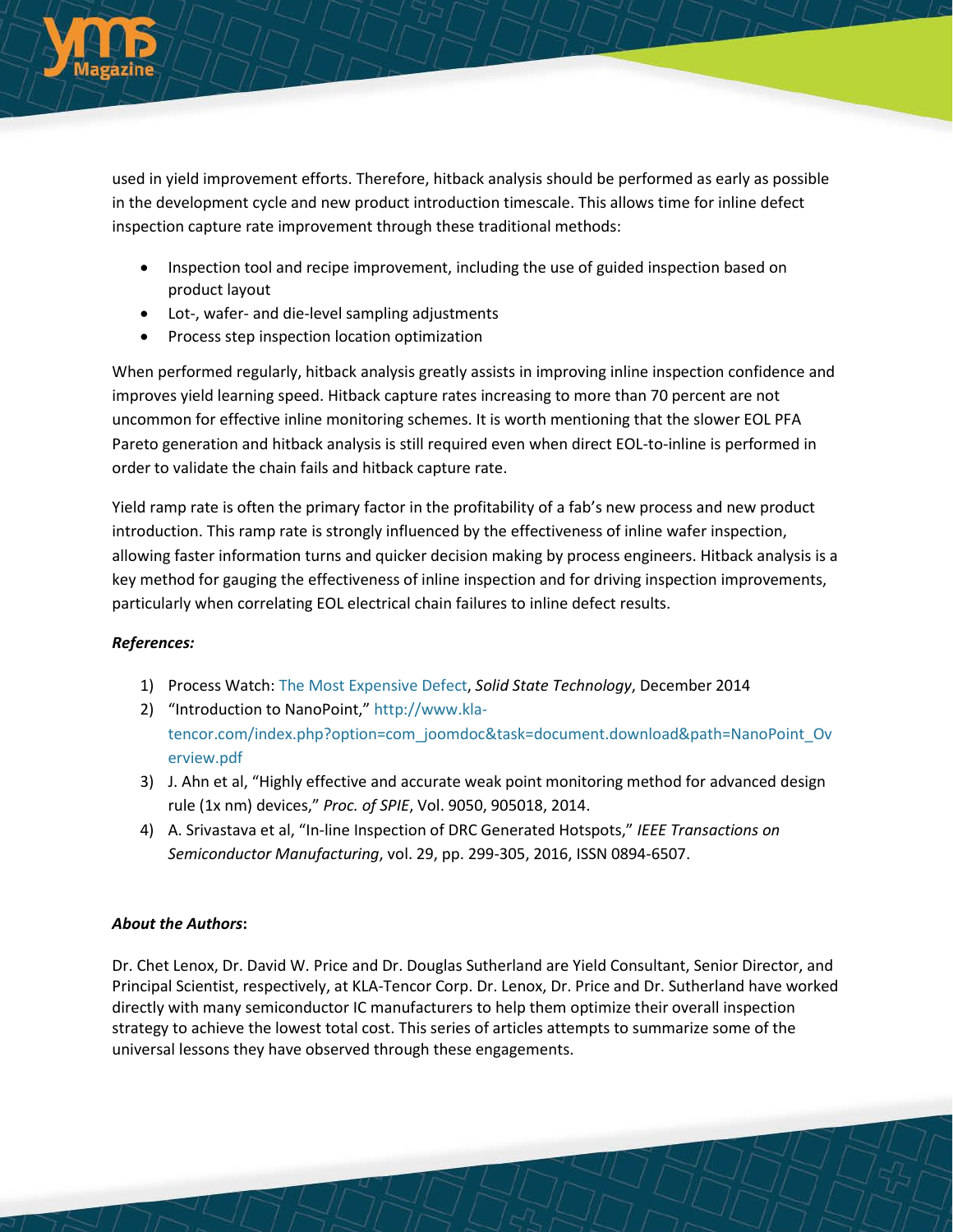used in yield improvement efforts. Therefore, hitback analysis should be performed as early as possible in the development cycle and new product introduction timescale. This allows time for inline defect inspection capture rate improvement through these traditional methods:

- Inspection tool and recipe improvement, including the use of guided inspection based on product layout
- Lot-, wafer- and die-level sampling adjustments
- Process step inspection location optimization

When performed regularly, hitback analysis greatly assists in improving inline inspection confidence and improves yield learning speed. Hitback capture rates increasing to more than 70 percent are not uncommon for effective inline monitoring schemes. It is worth mentioning that the slower EOL PFA Pareto generation and hitback analysis is still required even when direct EOL-to-inline is performed in order to validate the chain fails and hitback capture rate.

Yield ramp rate is often the primary factor in the profitability of a fab's new process and new product introduction. This ramp rate is strongly influenced by the effectiveness of inline wafer inspection, allowing faster information turns and quicker decision making by process engineers. Hitback analysis is a key method for gauging the effectiveness of inline inspection and for driving inspection improvements, particularly when correlating EOL electrical chain failures to inline defect results.

***References:***

1) Process Watch: The Most Expensive Defect, *Solid State Technology*, December 2014
2) "Introduction to NanoPoint," http://www.kla-tencor.com/index.php?option=com_joomdoc&task=document.download&path=NanoPoint_Overview.pdf
3) J. Ahn et al, "Highly effective and accurate weak point monitoring method for advanced design rule (1x nm) devices," *Proc. of SPIE*, Vol. 9050, 905018, 2014.
4) A. Srivastava et al, "In-line Inspection of DRC Generated Hotspots," *IEEE Transactions on Semiconductor Manufacturing*, vol. 29, pp. 299-305, 2016, ISSN 0894-6507.

***About the Authors*:**

Dr. Chet Lenox, Dr. David W. Price and Dr. Douglas Sutherland are Yield Consultant, Senior Director, and Principal Scientist, respectively, at KLA-Tencor Corp. Dr. Lenox, Dr. Price and Dr. Sutherland have worked directly with many semiconductor IC manufacturers to help them optimize their overall inspection strategy to achieve the lowest total cost. This series of articles attempts to summarize some of the universal lessons they have observed through these engagements.